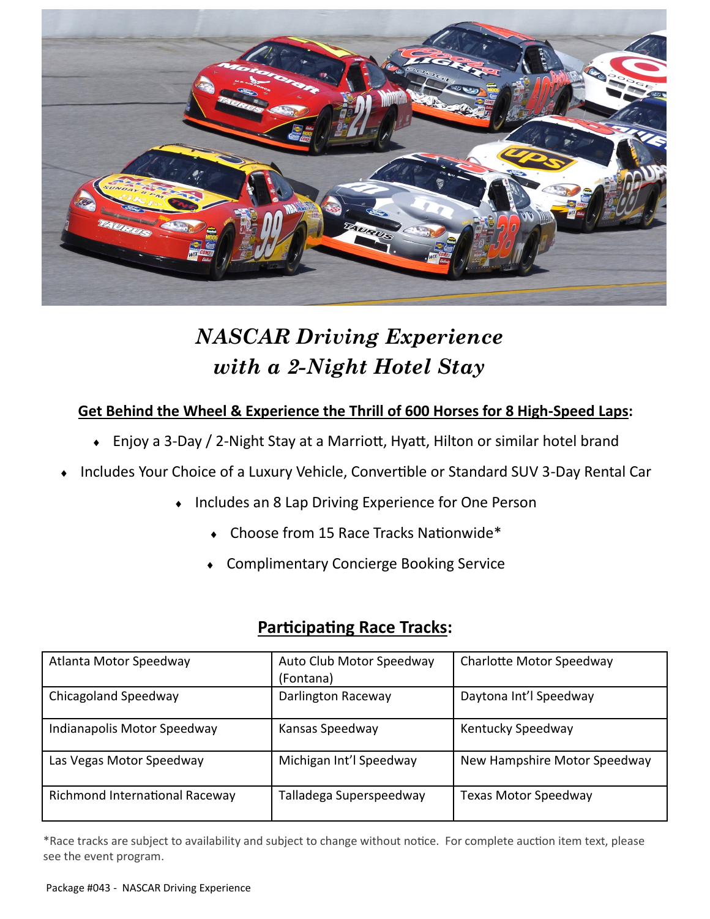# *NASCAR Driving Experience with a 2-Night Hotel Stay*

**Get Behind the Wheel & Experience the Thrill of 600 Horses for 8 High-Speed Laps:**

- Enjoy a 3-Day / 2-Night Stay at a Marriott, Hyatt, Hilton or similar hotel brand
- Includes Your Choice of a Luxury Vehicle, Convertible or Standard SUV 3-Day Rental Car
- Includes an 8 Lap Driving Experience for One Person
- Choose from 15 Race Tracks Nationwide*
- Complimentary Concierge Booking Service

## Participating Race Tracks:

| | | |
|---|---|---|
| Atlanta Motor Speedway | Auto Club Motor Speedway (Fontana) | Charlotte Motor Speedway |
| Chicagoland Speedway | Darlington Raceway | Daytona Int'l Speedway |
| Indianapolis Motor Speedway | Kansas Speedway | Kentucky Speedway |
| Las Vegas Motor Speedway | Michigan Int'l Speedway | New Hampshire Motor Speedway |
| Richmond International Raceway | Talladega Superspeedway | Texas Motor Speedway |

*Race tracks are subject to availability and subject to change without notice. For complete auction item text, please see the event program.

Package #043 - NASCAR Driving Experience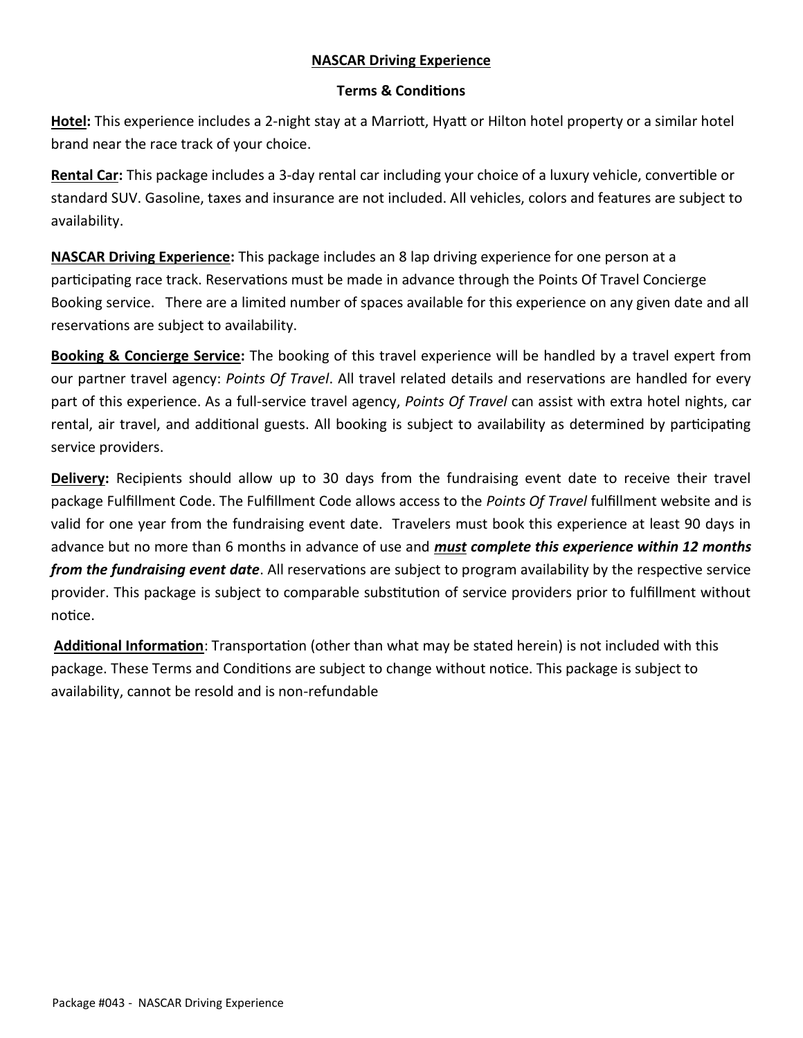**NASCAR Driving Experience**

**Terms & Conditions**

**Hotel:** This experience includes a 2-night stay at a Marriott, Hyatt or Hilton hotel property or a similar hotel brand near the race track of your choice.

**Rental Car:** This package includes a 3-day rental car including your choice of a luxury vehicle, convertible or standard SUV. Gasoline, taxes and insurance are not included. All vehicles, colors and features are subject to availability.

**NASCAR Driving Experience:** This package includes an 8 lap driving experience for one person at a participating race track. Reservations must be made in advance through the Points Of Travel Concierge Booking service. There are a limited number of spaces available for this experience on any given date and all reservations are subject to availability.

**Booking & Concierge Service:** The booking of this travel experience will be handled by a travel expert from our partner travel agency: *Points Of Travel*. All travel related details and reservations are handled for every part of this experience. As a full-service travel agency, *Points Of Travel* can assist with extra hotel nights, car rental, air travel, and additional guests. All booking is subject to availability as determined by participating service providers.

**Delivery:** Recipients should allow up to 30 days from the fundraising event date to receive their travel package Fulfillment Code. The Fulfillment Code allows access to the *Points Of Travel* fulfillment website and is valid for one year from the fundraising event date. Travelers must book this experience at least 90 days in advance but no more than 6 months in advance of use and ***must complete this experience within 12 months from the fundraising event date***. All reservations are subject to program availability by the respective service provider. This package is subject to comparable substitution of service providers prior to fulfillment without notice.

**Additional Information**: Transportation (other than what may be stated herein) is not included with this package. These Terms and Conditions are subject to change without notice. This package is subject to availability, cannot be resold and is non-refundable

Package #043 - NASCAR Driving Experience